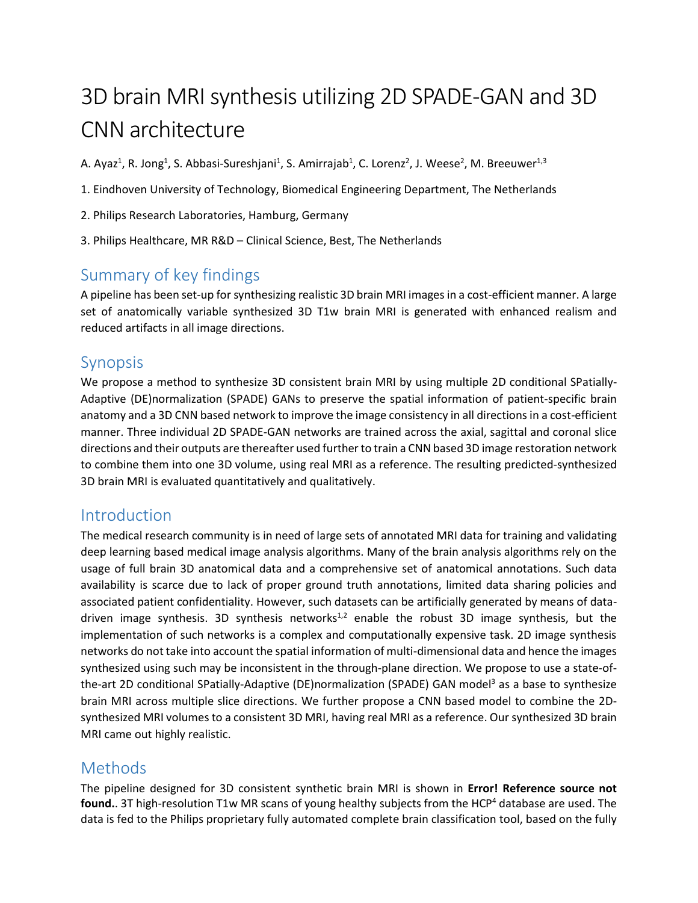# 3D brain MRI synthesis utilizing 2D SPADE-GAN and 3D CNN architecture

A. Ayaz[1], R. Jong[1], S. Abbasi-Sureshjani[1], S. Amirrajab[1], C. Lorenz[2], J. Weese[2], M. Breeuwer[1,3]

1. Eindhoven University of Technology, Biomedical Engineering Department, The Netherlands

2. Philips Research Laboratories, Hamburg, Germany

3. Philips Healthcare, MR R&D – Clinical Science, Best, The Netherlands

## Summary of key findings

A pipeline has been set-up for synthesizing realistic 3D brain MRI images in a cost-efficient manner. A large set of anatomically variable synthesized 3D T1w brain MRI is generated with enhanced realism and reduced artifacts in all image directions.

## Synopsis

We propose a method to synthesize 3D consistent brain MRI by using multiple 2D conditional SPatially-Adaptive (DE)normalization (SPADE) GANs to preserve the spatial information of patient-specific brain anatomy and a 3D CNN based network to improve the image consistency in all directions in a cost-efficient manner. Three individual 2D SPADE-GAN networks are trained across the axial, sagittal and coronal slice directions and their outputs are thereafter used further to train a CNN based 3D image restoration network to combine them into one 3D volume, using real MRI as a reference. The resulting predicted-synthesized 3D brain MRI is evaluated quantitatively and qualitatively.

## Introduction

The medical research community is in need of large sets of annotated MRI data for training and validating deep learning based medical image analysis algorithms. Many of the brain analysis algorithms rely on the usage of full brain 3D anatomical data and a comprehensive set of anatomical annotations. Such data availability is scarce due to lack of proper ground truth annotations, limited data sharing policies and associated patient confidentiality. However, such datasets can be artificially generated by means of data-driven image synthesis. 3D synthesis networks[1,2] enable the robust 3D image synthesis, but the implementation of such networks is a complex and computationally expensive task. 2D image synthesis networks do not take into account the spatial information of multi-dimensional data and hence the images synthesized using such may be inconsistent in the through-plane direction. We propose to use a state-of-the-art 2D conditional SPatially-Adaptive (DE)normalization (SPADE) GAN model[3] as a base to synthesize brain MRI across multiple slice directions. We further propose a CNN based model to combine the 2D-synthesized MRI volumes to a consistent 3D MRI, having real MRI as a reference. Our synthesized 3D brain MRI came out highly realistic.

## Methods

The pipeline designed for 3D consistent synthetic brain MRI is shown in **Error! Reference source not found.**. 3T high-resolution T1w MR scans of young healthy subjects from the HCP[4] database are used. The data is fed to the Philips proprietary fully automated complete brain classification tool, based on the fully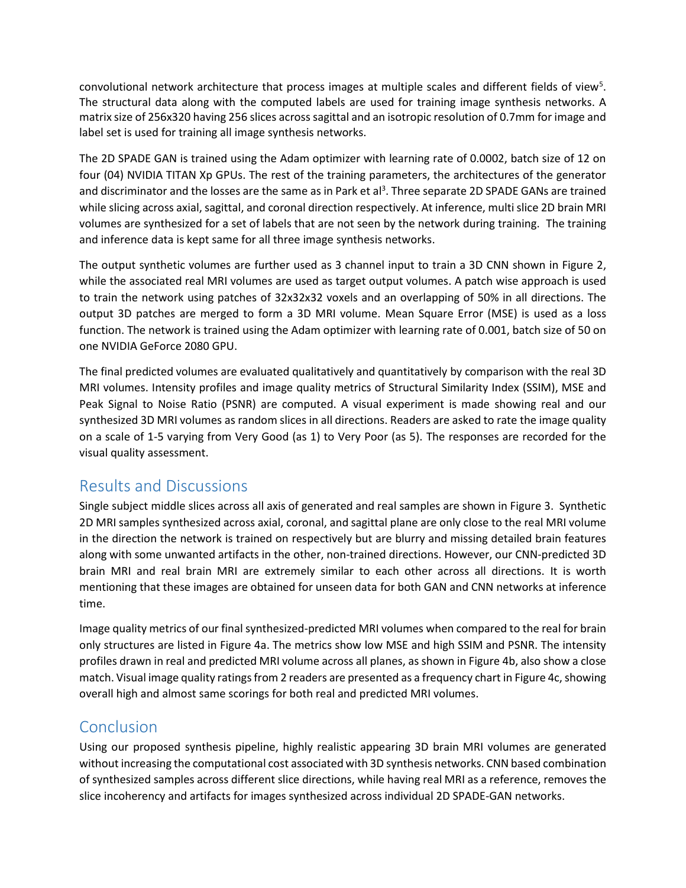convolutional network architecture that process images at multiple scales and different fields of view[5]. The structural data along with the computed labels are used for training image synthesis networks. A matrix size of 256x320 having 256 slices across sagittal and an isotropic resolution of 0.7mm for image and label set is used for training all image synthesis networks.

The 2D SPADE GAN is trained using the Adam optimizer with learning rate of 0.0002, batch size of 12 on four (04) NVIDIA TITAN Xp GPUs. The rest of the training parameters, the architectures of the generator and discriminator and the losses are the same as in Park et al[3]. Three separate 2D SPADE GANs are trained while slicing across axial, sagittal, and coronal direction respectively. At inference, multi slice 2D brain MRI volumes are synthesized for a set of labels that are not seen by the network during training. The training and inference data is kept same for all three image synthesis networks.

The output synthetic volumes are further used as 3 channel input to train a 3D CNN shown in Figure 2, while the associated real MRI volumes are used as target output volumes. A patch wise approach is used to train the network using patches of 32x32x32 voxels and an overlapping of 50% in all directions. The output 3D patches are merged to form a 3D MRI volume. Mean Square Error (MSE) is used as a loss function. The network is trained using the Adam optimizer with learning rate of 0.001, batch size of 50 on one NVIDIA GeForce 2080 GPU.

The final predicted volumes are evaluated qualitatively and quantitatively by comparison with the real 3D MRI volumes. Intensity profiles and image quality metrics of Structural Similarity Index (SSIM), MSE and Peak Signal to Noise Ratio (PSNR) are computed. A visual experiment is made showing real and our synthesized 3D MRI volumes as random slices in all directions. Readers are asked to rate the image quality on a scale of 1-5 varying from Very Good (as 1) to Very Poor (as 5). The responses are recorded for the visual quality assessment.

## Results and Discussions

Single subject middle slices across all axis of generated and real samples are shown in Figure 3. Synthetic 2D MRI samples synthesized across axial, coronal, and sagittal plane are only close to the real MRI volume in the direction the network is trained on respectively but are blurry and missing detailed brain features along with some unwanted artifacts in the other, non-trained directions. However, our CNN-predicted 3D brain MRI and real brain MRI are extremely similar to each other across all directions. It is worth mentioning that these images are obtained for unseen data for both GAN and CNN networks at inference time.

Image quality metrics of our final synthesized-predicted MRI volumes when compared to the real for brain only structures are listed in Figure 4a. The metrics show low MSE and high SSIM and PSNR. The intensity profiles drawn in real and predicted MRI volume across all planes, as shown in Figure 4b, also show a close match. Visual image quality ratings from 2 readers are presented as a frequency chart in Figure 4c, showing overall high and almost same scorings for both real and predicted MRI volumes.

## Conclusion

Using our proposed synthesis pipeline, highly realistic appearing 3D brain MRI volumes are generated without increasing the computational cost associated with 3D synthesis networks. CNN based combination of synthesized samples across different slice directions, while having real MRI as a reference, removes the slice incoherency and artifacts for images synthesized across individual 2D SPADE-GAN networks.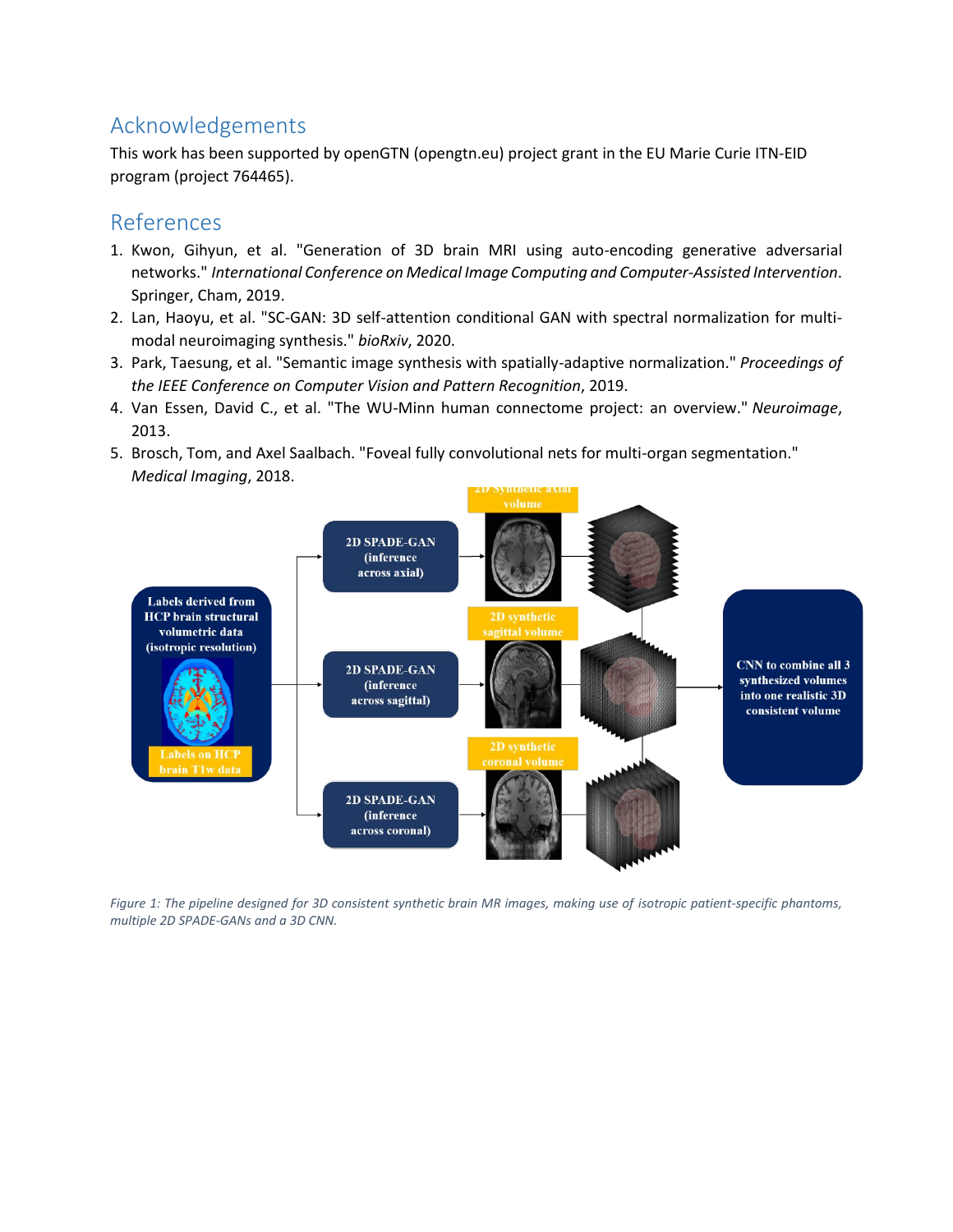## Acknowledgements

This work has been supported by openGTN (opengtn.eu) project grant in the EU Marie Curie ITN-EID program (project 764465).

## References

1. Kwon, Gihyun, et al. "Generation of 3D brain MRI using auto-encoding generative adversarial networks." *International Conference on Medical Image Computing and Computer-Assisted Intervention*. Springer, Cham, 2019.
2. Lan, Haoyu, et al. "SC-GAN: 3D self-attention conditional GAN with spectral normalization for multi-modal neuroimaging synthesis." *bioRxiv*, 2020.
3. Park, Taesung, et al. "Semantic image synthesis with spatially-adaptive normalization." *Proceedings of the IEEE Conference on Computer Vision and Pattern Recognition*, 2019.
4. Van Essen, David C., et al. "The WU-Minn human connectome project: an overview." *Neuroimage*, 2013.
5. Brosch, Tom, and Axel Saalbach. "Foveal fully convolutional nets for multi-organ segmentation." *Medical Imaging*, 2018.

*Figure 1: The pipeline designed for 3D consistent synthetic brain MR images, making use of isotropic patient-specific phantoms, multiple 2D SPADE-GANs and a 3D CNN.*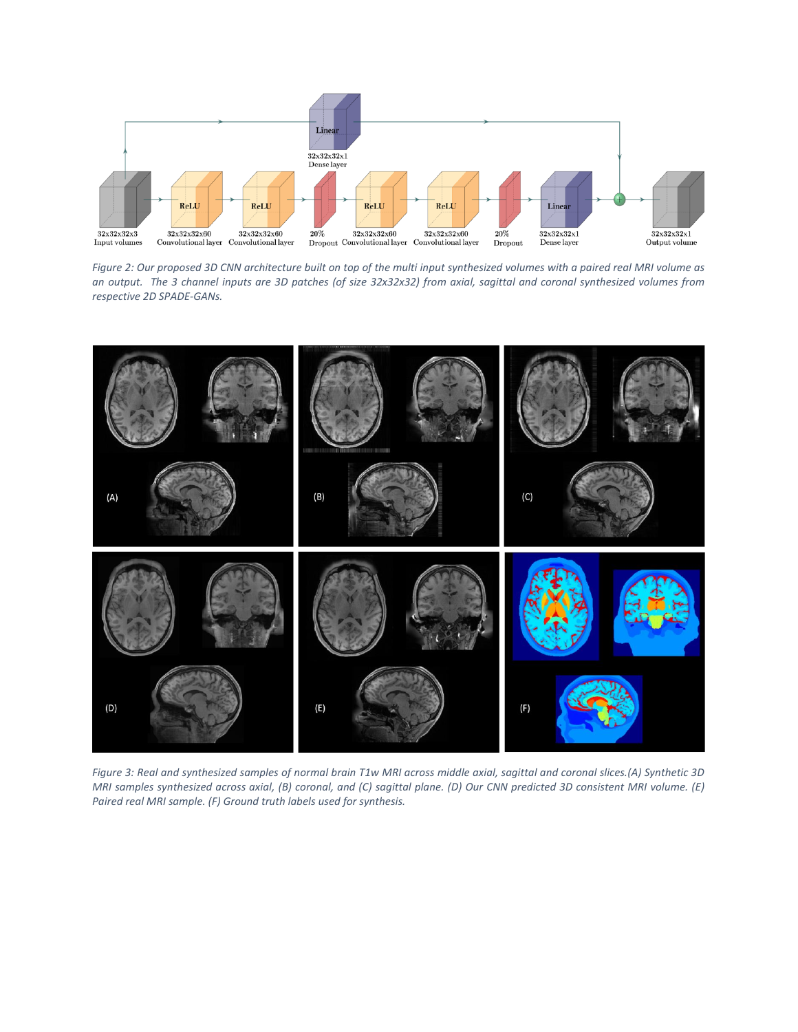Figure 2: Our proposed 3D CNN architecture built on top of the multi input synthesized volumes with a paired real MRI volume as an output. The 3 channel inputs are 3D patches (of size 32x32x32) from axial, sagittal and coronal synthesized volumes from respective 2D SPADE-GANs.

Figure 3: Real and synthesized samples of normal brain T1w MRI across middle axial, sagittal and coronal slices.(A) Synthetic 3D MRI samples synthesized across axial, (B) coronal, and (C) sagittal plane. (D) Our CNN predicted 3D consistent MRI volume. (E) Paired real MRI sample. (F) Ground truth labels used for synthesis.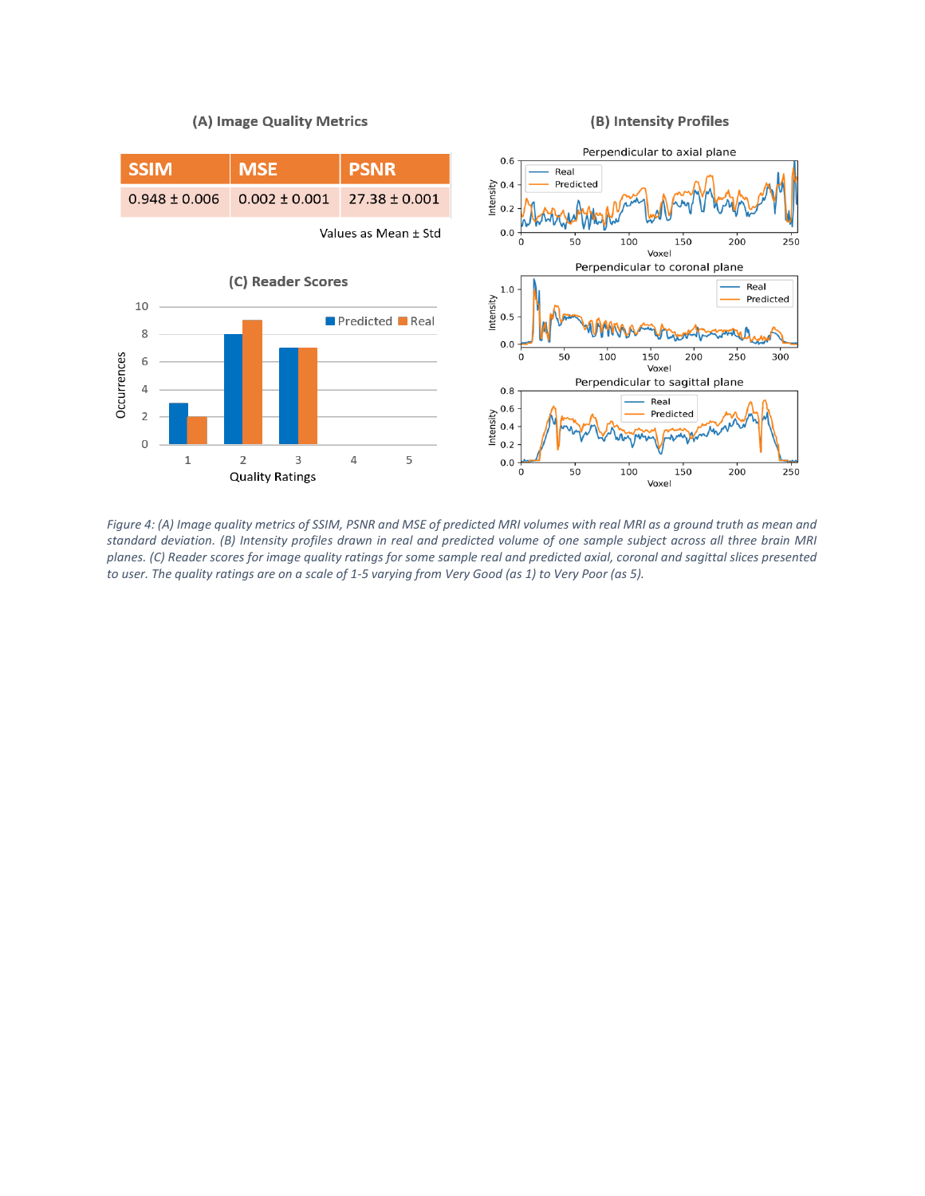(A) Image Quality Metrics

| SSIM | MSE | PSNR |
|---|---|---|
| 0.948 ± 0.006 | 0.002 ± 0.001 | 27.38 ± 0.001 |

Values as Mean ± Std

(B) Intensity Profiles

Perpendicular to axial plane

Intensity

0.6
0.4
0.2
0.0

0 50 100 150 200 250

Voxel

Real
Predicted

Perpendicular to coronal plane

Intensity

1.0
0.5
0.0

0 50 100 150 200 250 300

Voxel

Real
Predicted

Perpendicular to sagittal plane

Intensity

0.8
0.6
0.4
0.2
0.0

0 50 100 150 200 250

Voxel

Real
Predicted

(C) Reader Scores

Occurrences

10
8
6
4
2
0

1 2 3 4 5

Quality Ratings

Predicted
Real

*Figure 4: (A) Image quality metrics of SSIM, PSNR and MSE of predicted MRI volumes with real MRI as a ground truth as mean and standard deviation. (B) Intensity profiles drawn in real and predicted volume of one sample subject across all three brain MRI planes. (C) Reader scores for image quality ratings for some sample real and predicted axial, coronal and sagittal slices presented to user. The quality ratings are on a scale of 1-5 varying from Very Good (as 1) to Very Poor (as 5).*